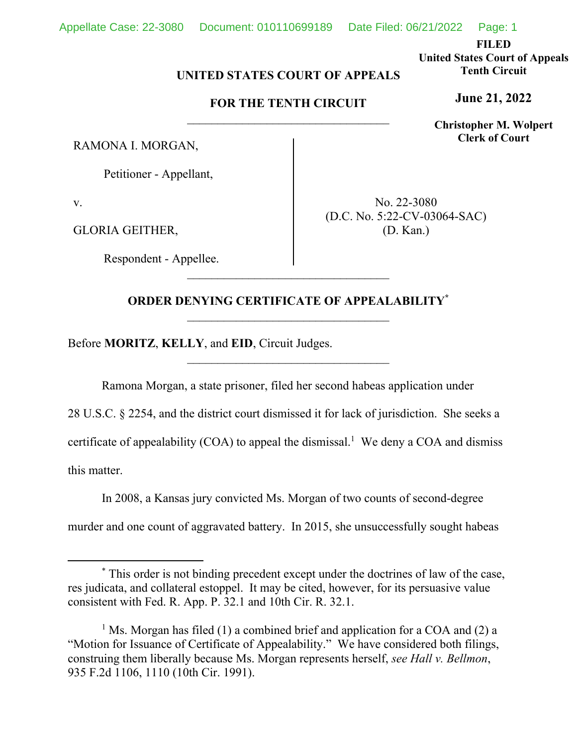**FILED**
**United States Court of Appeals**
**Tenth Circuit**

**June 21, 2022**

**Christopher M. Wolpert**
**Clerk of Court**

**UNITED STATES COURT OF APPEALS**

**FOR THE TENTH CIRCUIT**

---

RAMONA I. MORGAN,

Petitioner - Appellant,

v.

GLORIA GEITHER,

Respondent - Appellee.

No. 22-3080
(D.C. No. 5:22-CV-03064-SAC)
(D. Kan.)

---

## ORDER DENYING CERTIFICATE OF APPEALABILITY[*]

---

Before **MORITZ**, **KELLY**, and **EID**, Circuit Judges.

---

Ramona Morgan, a state prisoner, filed her second habeas application under 28 U.S.C. § 2254, and the district court dismissed it for lack of jurisdiction. She seeks a certificate of appealability (COA) to appeal the dismissal.[1] We deny a COA and dismiss this matter.

In 2008, a Kansas jury convicted Ms. Morgan of two counts of second-degree murder and one count of aggravated battery. In 2015, she unsuccessfully sought habeas

---

[*] This order is not binding precedent except under the doctrines of law of the case, res judicata, and collateral estoppel. It may be cited, however, for its persuasive value consistent with Fed. R. App. P. 32.1 and 10th Cir. R. 32.1.

[1] Ms. Morgan has filed (1) a combined brief and application for a COA and (2) a "Motion for Issuance of Certificate of Appealability." We have considered both filings, construing them liberally because Ms. Morgan represents herself, *see Hall v. Bellmon*, 935 F.2d 1106, 1110 (10th Cir. 1991).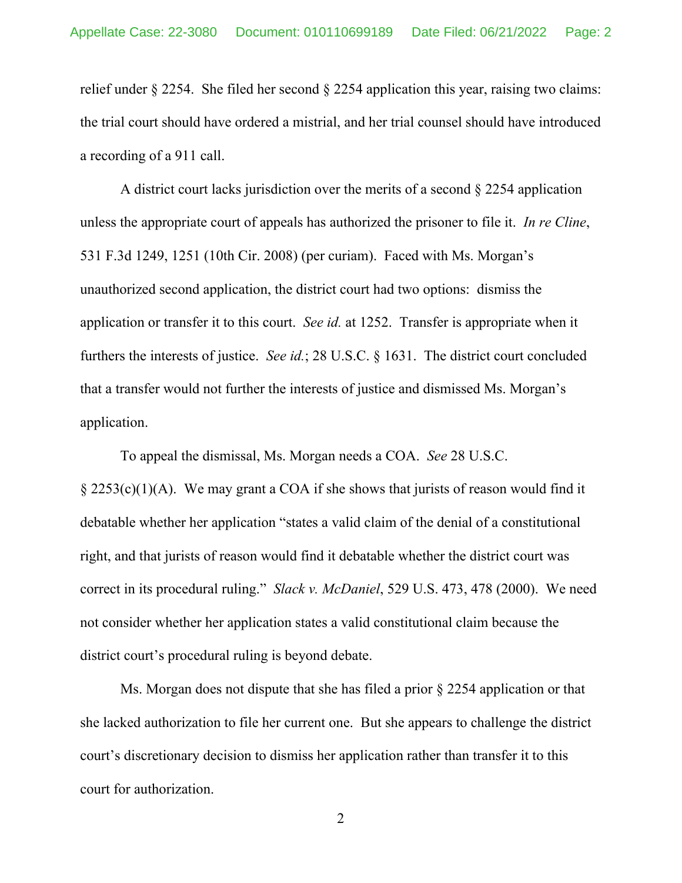relief under § 2254. She filed her second § 2254 application this year, raising two claims: the trial court should have ordered a mistrial, and her trial counsel should have introduced a recording of a 911 call.

A district court lacks jurisdiction over the merits of a second § 2254 application unless the appropriate court of appeals has authorized the prisoner to file it. *In re Cline*, 531 F.3d 1249, 1251 (10th Cir. 2008) (per curiam). Faced with Ms. Morgan's unauthorized second application, the district court had two options: dismiss the application or transfer it to this court. *See id.* at 1252. Transfer is appropriate when it furthers the interests of justice. *See id.*; 28 U.S.C. § 1631. The district court concluded that a transfer would not further the interests of justice and dismissed Ms. Morgan's application.

To appeal the dismissal, Ms. Morgan needs a COA. *See* 28 U.S.C. § 2253(c)(1)(A). We may grant a COA if she shows that jurists of reason would find it debatable whether her application "states a valid claim of the denial of a constitutional right, and that jurists of reason would find it debatable whether the district court was correct in its procedural ruling." *Slack v. McDaniel*, 529 U.S. 473, 478 (2000). We need not consider whether her application states a valid constitutional claim because the district court's procedural ruling is beyond debate.

Ms. Morgan does not dispute that she has filed a prior § 2254 application or that she lacked authorization to file her current one. But she appears to challenge the district court's discretionary decision to dismiss her application rather than transfer it to this court for authorization.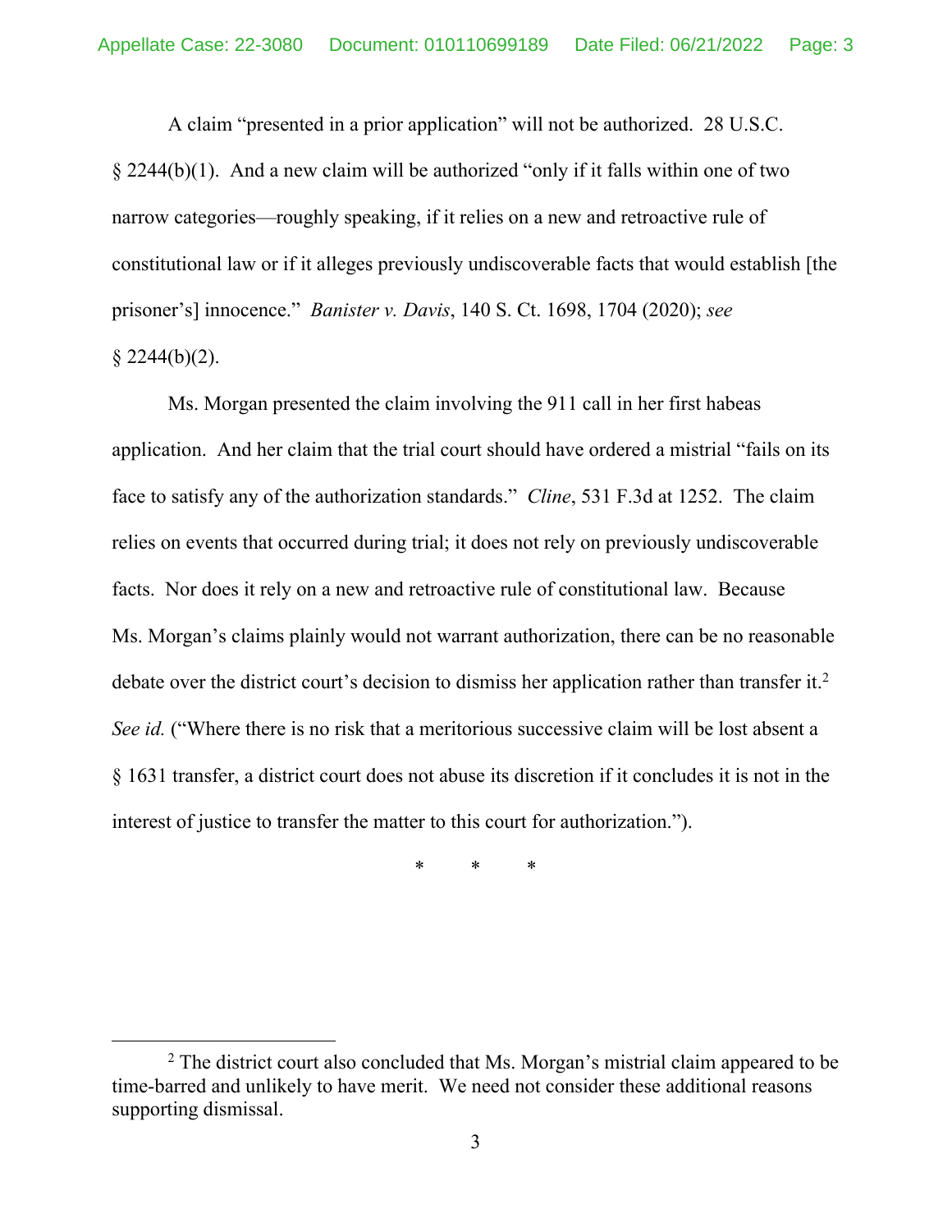A claim "presented in a prior application" will not be authorized. 28 U.S.C. § 2244(b)(1). And a new claim will be authorized "only if it falls within one of two narrow categories—roughly speaking, if it relies on a new and retroactive rule of constitutional law or if it alleges previously undiscoverable facts that would establish [the prisoner's] innocence." *Banister v. Davis*, 140 S. Ct. 1698, 1704 (2020); *see* § 2244(b)(2).

Ms. Morgan presented the claim involving the 911 call in her first habeas application. And her claim that the trial court should have ordered a mistrial "fails on its face to satisfy any of the authorization standards." *Cline*, 531 F.3d at 1252. The claim relies on events that occurred during trial; it does not rely on previously undiscoverable facts. Nor does it rely on a new and retroactive rule of constitutional law. Because Ms. Morgan's claims plainly would not warrant authorization, there can be no reasonable debate over the district court's decision to dismiss her application rather than transfer it.[2] *See id.* ("Where there is no risk that a meritorious successive claim will be lost absent a § 1631 transfer, a district court does not abuse its discretion if it concludes it is not in the interest of justice to transfer the matter to this court for authorization.").

\* \* \*

[2] The district court also concluded that Ms. Morgan's mistrial claim appeared to be time-barred and unlikely to have merit. We need not consider these additional reasons supporting dismissal.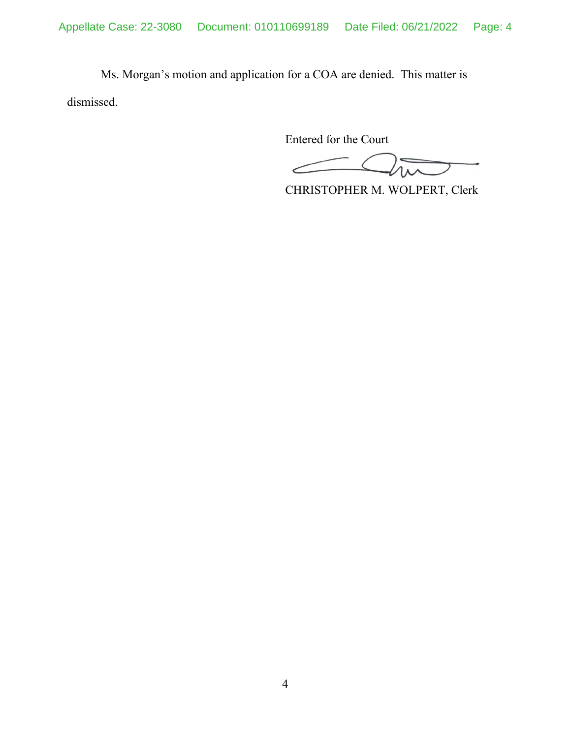Ms. Morgan's motion and application for a COA are denied. This matter is dismissed.

Entered for the Court

CHRISTOPHER M. WOLPERT, Clerk